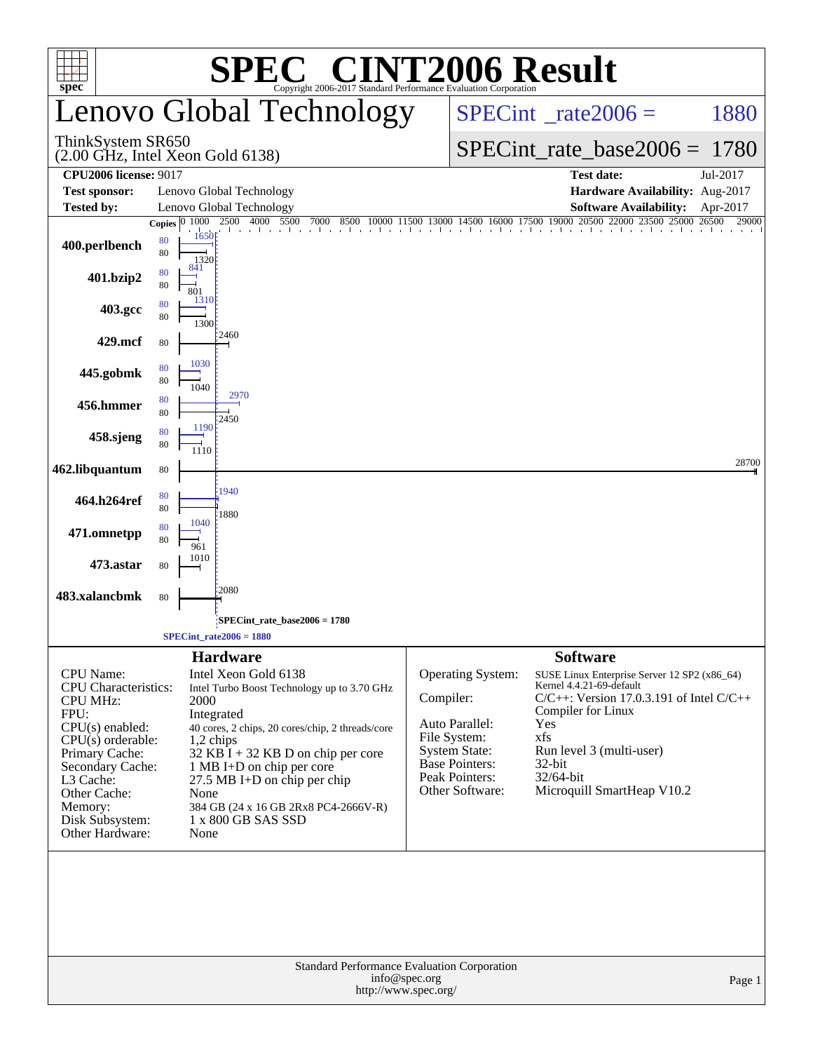# SPEC® CINT2006 Result

Copyright 2006-2017 Standard Performance Evaluation Corporation

## Lenovo Global Technology

ThinkSystem SR650
(2.00 GHz, Intel Xeon Gold 6138)

SPECint_rate2006 = 1880

SPECint_rate_base2006 = 1780

| | | | |
|---|---|---|---|
| **CPU2006 license:** 9017 | | **Test date:** | Jul-2017 |
| **Test sponsor:** | Lenovo Global Technology | **Hardware Availability:** | Aug-2017 |
| **Tested by:** | Lenovo Global Technology | **Software Availability:** | Apr-2017 |

| Benchmark | Copies (peak) | Peak | Copies (base) | Base |
|---|---|---|---|---|
| 400.perlbench | 80 | 1650 | 80 | 1320 |
| 401.bzip2 | 80 | 841 | 80 | 801 |
| 403.gcc | 80 | 1310 | 80 | 1300 |
| 429.mcf | | | 80 | 2460 |
| 445.gobmk | 80 | 1030 | 80 | 1040 |
| 456.hmmer | 80 | 2970 | 80 | 2450 |
| 458.sjeng | 80 | 1190 | 80 | 1110 |
| 462.libquantum | | | 80 | 28700 |
| 464.h264ref | 80 | 1940 | 80 | 1880 |
| 471.omnetpp | 80 | 1040 | 80 | 961 |
| 473.astar | | | 80 | 1010 |
| 483.xalancbmk | | | 80 | 2080 |

SPECint_rate_base2006 = 1780

SPECint_rate2006 = 1880

### Hardware

| | |
|---|---|
| CPU Name: | Intel Xeon Gold 6138 |
| CPU Characteristics: | Intel Turbo Boost Technology up to 3.70 GHz |
| CPU MHz: | 2000 |
| FPU: | Integrated |
| CPU(s) enabled: | 40 cores, 2 chips, 20 cores/chip, 2 threads/core |
| CPU(s) orderable: | 1,2 chips |
| Primary Cache: | 32 KB I + 32 KB D on chip per core |
| Secondary Cache: | 1 MB I+D on chip per core |
| L3 Cache: | 27.5 MB I+D on chip per chip |
| Other Cache: | None |
| Memory: | 384 GB (24 x 16 GB 2Rx8 PC4-2666V-R) |
| Disk Subsystem: | 1 x 800 GB SAS SSD |
| Other Hardware: | None |

### Software

| | |
|---|---|
| Operating System: | SUSE Linux Enterprise Server 12 SP2 (x86_64) Kernel 4.4.21-69-default |
| Compiler: | C/C++: Version 17.0.3.191 of Intel C/C++ Compiler for Linux |
| Auto Parallel: | Yes |
| File System: | xfs |
| System State: | Run level 3 (multi-user) |
| Base Pointers: | 32-bit |
| Peak Pointers: | 32/64-bit |
| Other Software: | Microquill SmartHeap V10.2 |

Standard Performance Evaluation Corporation
info@spec.org
http://www.spec.org/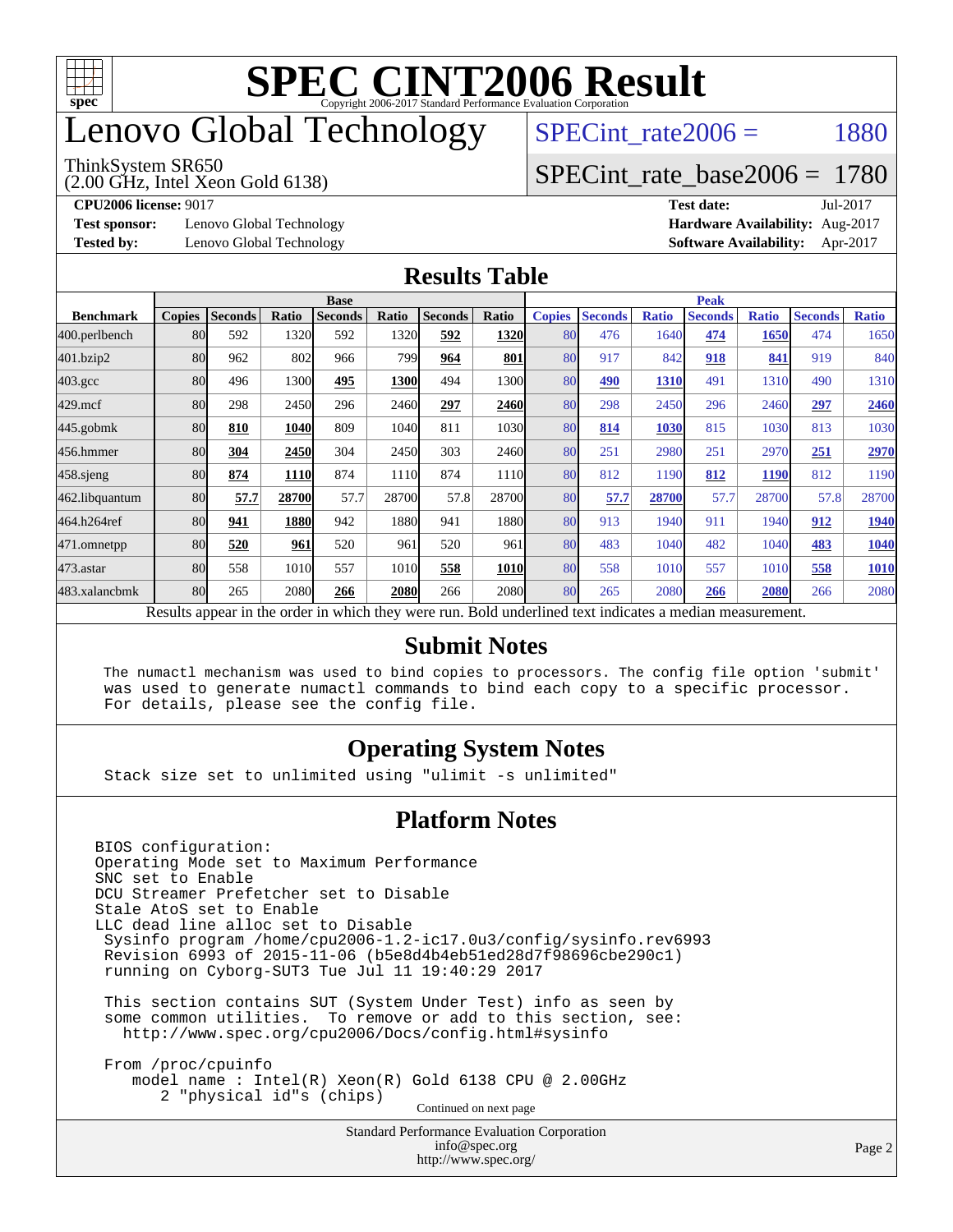# SPEC CINT2006 Result

Copyright 2006-2017 Standard Performance Evaluation Corporation

# Lenovo Global Technology

ThinkSystem SR650
(2.00 GHz, Intel Xeon Gold 6138)

SPECint_rate2006 = 1880

SPECint_rate_base2006 = 1780

**CPU2006 license:** 9017
**Test sponsor:** Lenovo Global Technology
**Tested by:** Lenovo Global Technology

**Test date:** Jul-2017
**Hardware Availability:** Aug-2017
**Software Availability:** Apr-2017

## Results Table

| Benchmark | Base | | | | | | | Peak | | | | | | |
|---|---|---|---|---|---|---|---|---|---|---|---|---|---|---|
| | Copies | Seconds | Ratio | Seconds | Ratio | Seconds | Ratio | Copies | Seconds | Ratio | Seconds | Ratio | Seconds | Ratio |
| 400.perlbench | 80 | 592 | 1320 | 592 | 1320 | **592** | **1320** | 80 | 476 | 1640 | **474** | **1650** | 474 | 1650 |
| 401.bzip2 | 80 | 962 | 802 | 966 | 799 | **964** | **801** | 80 | 917 | 842 | **918** | **841** | 919 | 840 |
| 403.gcc | 80 | 496 | 1300 | **495** | **1300** | 494 | 1300 | 80 | **490** | **1310** | 491 | 1310 | 490 | 1310 |
| 429.mcf | 80 | 298 | 2450 | 296 | 2460 | **297** | **2460** | 80 | 298 | 2450 | 296 | 2460 | **297** | **2460** |
| 445.gobmk | 80 | **810** | **1040** | 809 | 1040 | 811 | 1030 | 80 | **814** | **1030** | 815 | 1030 | 813 | 1030 |
| 456.hmmer | 80 | **304** | **2450** | 304 | 2450 | 303 | 2460 | 80 | 251 | 2980 | 251 | 2970 | **251** | **2970** |
| 458.sjeng | 80 | **874** | **1110** | 874 | 1110 | 874 | 1110 | 80 | 812 | 1190 | **812** | **1190** | 812 | 1190 |
| 462.libquantum | 80 | **57.7** | **28700** | 57.7 | 28700 | 57.8 | 28700 | 80 | **57.7** | **28700** | 57.7 | 28700 | 57.8 | 28700 |
| 464.h264ref | 80 | **941** | **1880** | 942 | 1880 | 941 | 1880 | 80 | 913 | 1940 | 911 | 1940 | **912** | **1940** |
| 471.omnetpp | 80 | **520** | **961** | 520 | 961 | 520 | 961 | 80 | 483 | 1040 | 482 | 1040 | **483** | **1040** |
| 473.astar | 80 | 558 | 1010 | 557 | 1010 | **558** | **1010** | 80 | 558 | 1010 | 557 | 1010 | **558** | **1010** |
| 483.xalancbmk | 80 | 265 | 2080 | **266** | **2080** | 266 | 2080 | 80 | 265 | 2080 | **266** | **2080** | 266 | 2080 |

Results appear in the order in which they were run. Bold underlined text indicates a median measurement.

## Submit Notes

```
The numactl mechanism was used to bind copies to processors. The config file option 'submit'
was used to generate numactl commands to bind each copy to a specific processor.
For details, please see the config file.
```

## Operating System Notes

```
Stack size set to unlimited using "ulimit -s unlimited"
```

## Platform Notes

```
BIOS configuration:
Operating Mode set to Maximum Performance
SNC set to Enable
DCU Streamer Prefetcher set to Disable
Stale AtoS set to Enable
LLC dead line alloc set to Disable
 Sysinfo program /home/cpu2006-1.2-ic17.0u3/config/sysinfo.rev6993
 Revision 6993 of 2015-11-06 (b5e8d4b4eb51ed28d7f98696cbe290c1)
 running on Cyborg-SUT3 Tue Jul 11 19:40:29 2017

 This section contains SUT (System Under Test) info as seen by
 some common utilities.  To remove or add to this section, see:
   http://www.spec.org/cpu2006/Docs/config.html#sysinfo

 From /proc/cpuinfo
    model name : Intel(R) Xeon(R) Gold 6138 CPU @ 2.00GHz
       2 "physical id"s (chips)
```

Continued on next page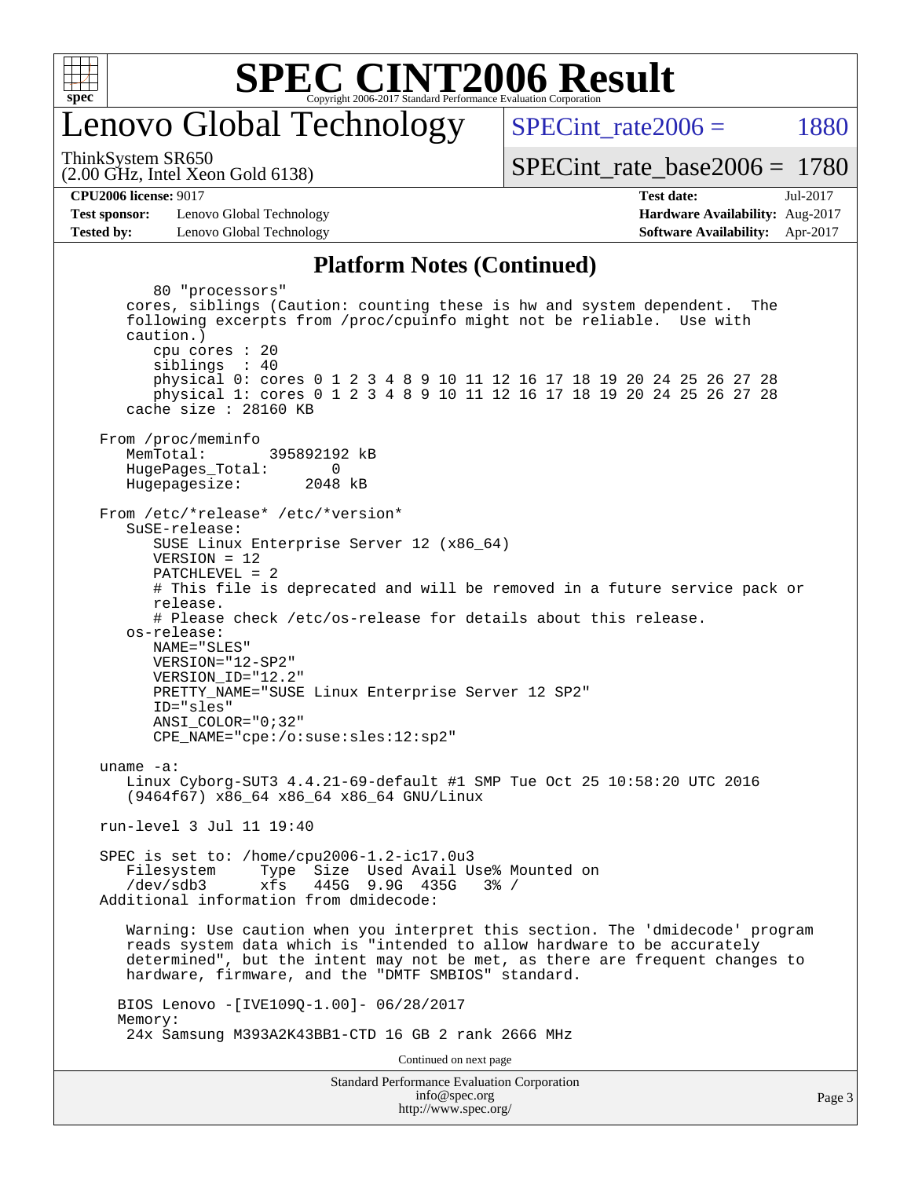## Platform Notes (Continued)

```
        80 "processors"
    cores, siblings (Caution: counting these is hw and system dependent.  The
    following excerpts from /proc/cpuinfo might not be reliable.  Use with
    caution.)
       cpu cores : 20
       siblings  : 40
       physical 0: cores 0 1 2 3 4 8 9 10 11 12 16 17 18 19 20 24 25 26 27 28
       physical 1: cores 0 1 2 3 4 8 9 10 11 12 16 17 18 19 20 24 25 26 27 28
    cache size : 28160 KB

 From /proc/meminfo
    MemTotal:       395892192 kB
    HugePages_Total:       0
    Hugepagesize:       2048 kB

 From /etc/*release* /etc/*version*
    SuSE-release:
       SUSE Linux Enterprise Server 12 (x86_64)
       VERSION = 12
       PATCHLEVEL = 2
       # This file is deprecated and will be removed in a future service pack or
       release.
       # Please check /etc/os-release for details about this release.
    os-release:
       NAME="SLES"
       VERSION="12-SP2"
       VERSION_ID="12.2"
       PRETTY_NAME="SUSE Linux Enterprise Server 12 SP2"
       ID="sles"
       ANSI_COLOR="0;32"
       CPE_NAME="cpe:/o:suse:sles:12:sp2"

 uname -a:
    Linux Cyborg-SUT3 4.4.21-69-default #1 SMP Tue Oct 25 10:58:20 UTC 2016
    (9464f67) x86_64 x86_64 x86_64 GNU/Linux

 run-level 3 Jul 11 19:40

 SPEC is set to: /home/cpu2006-1.2-ic17.0u3
    Filesystem     Type  Size  Used Avail Use% Mounted on
    /dev/sdb3      xfs   445G  9.9G  435G   3% /
 Additional information from dmidecode:

    Warning: Use caution when you interpret this section. The 'dmidecode' program
    reads system data which is "intended to allow hardware to be accurately
    determined", but the intent may not be met, as there are frequent changes to
    hardware, firmware, and the "DMTF SMBIOS" standard.

   BIOS Lenovo -[IVE109Q-1.00]- 06/28/2017
   Memory:
    24x Samsung M393A2K43BB1-CTD 16 GB 2 rank 2666 MHz
```

Continued on next page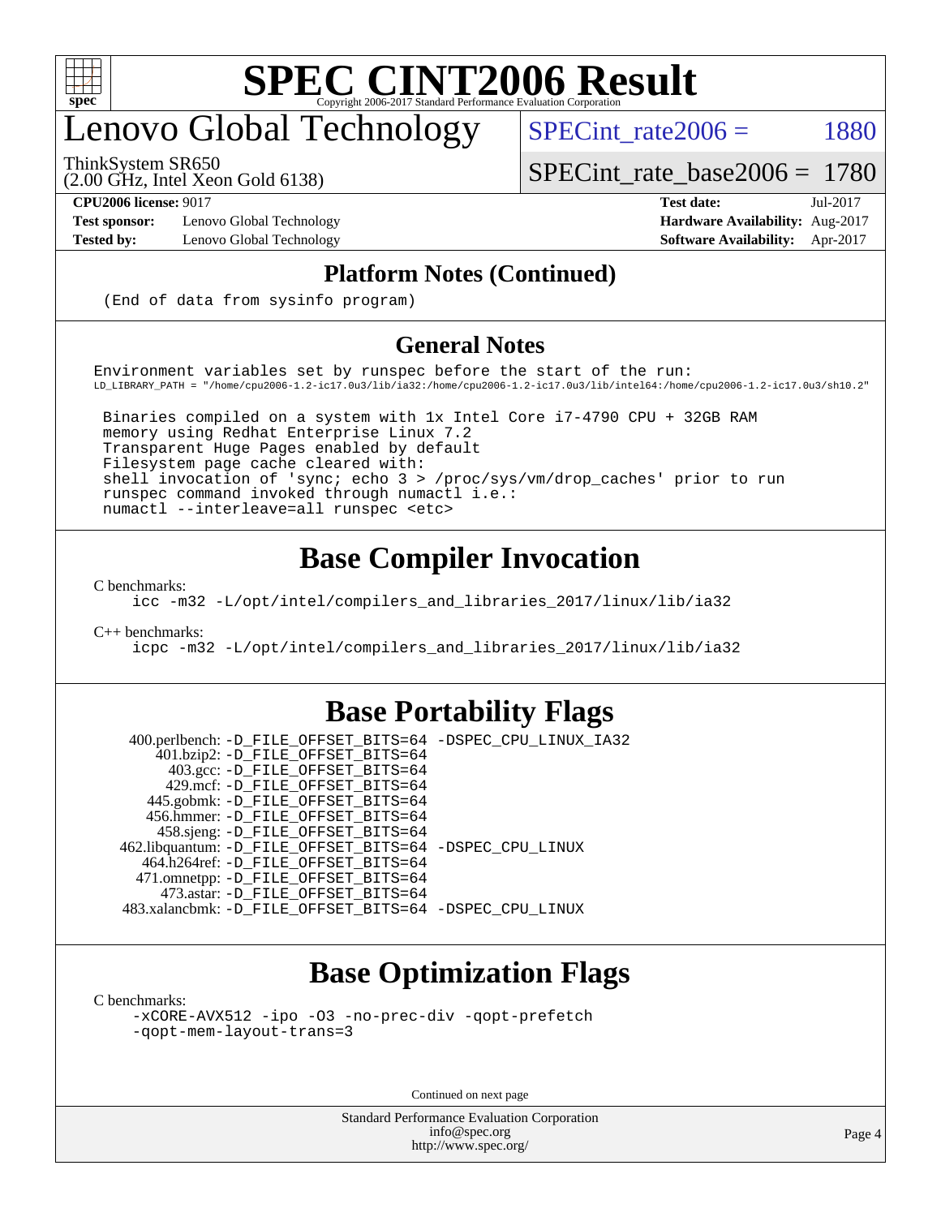# Lenovo Global Technology

ThinkSystem SR650
(2.00 GHz, Intel Xeon Gold 6138)

SPECint_rate2006 = 1880

SPECint_rate_base2006 = 1780

**CPU2006 license:** 9017
**Test sponsor:** Lenovo Global Technology
**Tested by:** Lenovo Global Technology

**Test date:** Jul-2017
**Hardware Availability:** Aug-2017
**Software Availability:** Apr-2017

## Platform Notes (Continued)

```
(End of data from sysinfo program)
```

## General Notes

```
Environment variables set by runspec before the start of the run:
LD_LIBRARY_PATH = "/home/cpu2006-1.2-ic17.0u3/lib/ia32:/home/cpu2006-1.2-ic17.0u3/lib/intel64:/home/cpu2006-1.2-ic17.0u3/sh10.2"

 Binaries compiled on a system with 1x Intel Core i7-4790 CPU + 32GB RAM
 memory using Redhat Enterprise Linux 7.2
 Transparent Huge Pages enabled by default
 Filesystem page cache cleared with:
 shell invocation of 'sync; echo 3 > /proc/sys/vm/drop_caches' prior to run
 runspec command invoked through numactl i.e.:
 numactl --interleave=all runspec <etc>
```

## Base Compiler Invocation

C benchmarks:
```
icc -m32 -L/opt/intel/compilers_and_libraries_2017/linux/lib/ia32
```

C++ benchmarks:
```
icpc -m32 -L/opt/intel/compilers_and_libraries_2017/linux/lib/ia32
```

## Base Portability Flags

```
 400.perlbench: -D_FILE_OFFSET_BITS=64 -DSPEC_CPU_LINUX_IA32
     401.bzip2: -D_FILE_OFFSET_BITS=64
       403.gcc: -D_FILE_OFFSET_BITS=64
       429.mcf: -D_FILE_OFFSET_BITS=64
     445.gobmk: -D_FILE_OFFSET_BITS=64
     456.hmmer: -D_FILE_OFFSET_BITS=64
     458.sjeng: -D_FILE_OFFSET_BITS=64
462.libquantum: -D_FILE_OFFSET_BITS=64 -DSPEC_CPU_LINUX
   464.h264ref: -D_FILE_OFFSET_BITS=64
   471.omnetpp: -D_FILE_OFFSET_BITS=64
     473.astar: -D_FILE_OFFSET_BITS=64
 483.xalancbmk: -D_FILE_OFFSET_BITS=64 -DSPEC_CPU_LINUX
```

## Base Optimization Flags

C benchmarks:
```
-xCORE-AVX512 -ipo -O3 -no-prec-div -qopt-prefetch
-qopt-mem-layout-trans=3
```

Continued on next page

Standard Performance Evaluation Corporation
info@spec.org
http://www.spec.org/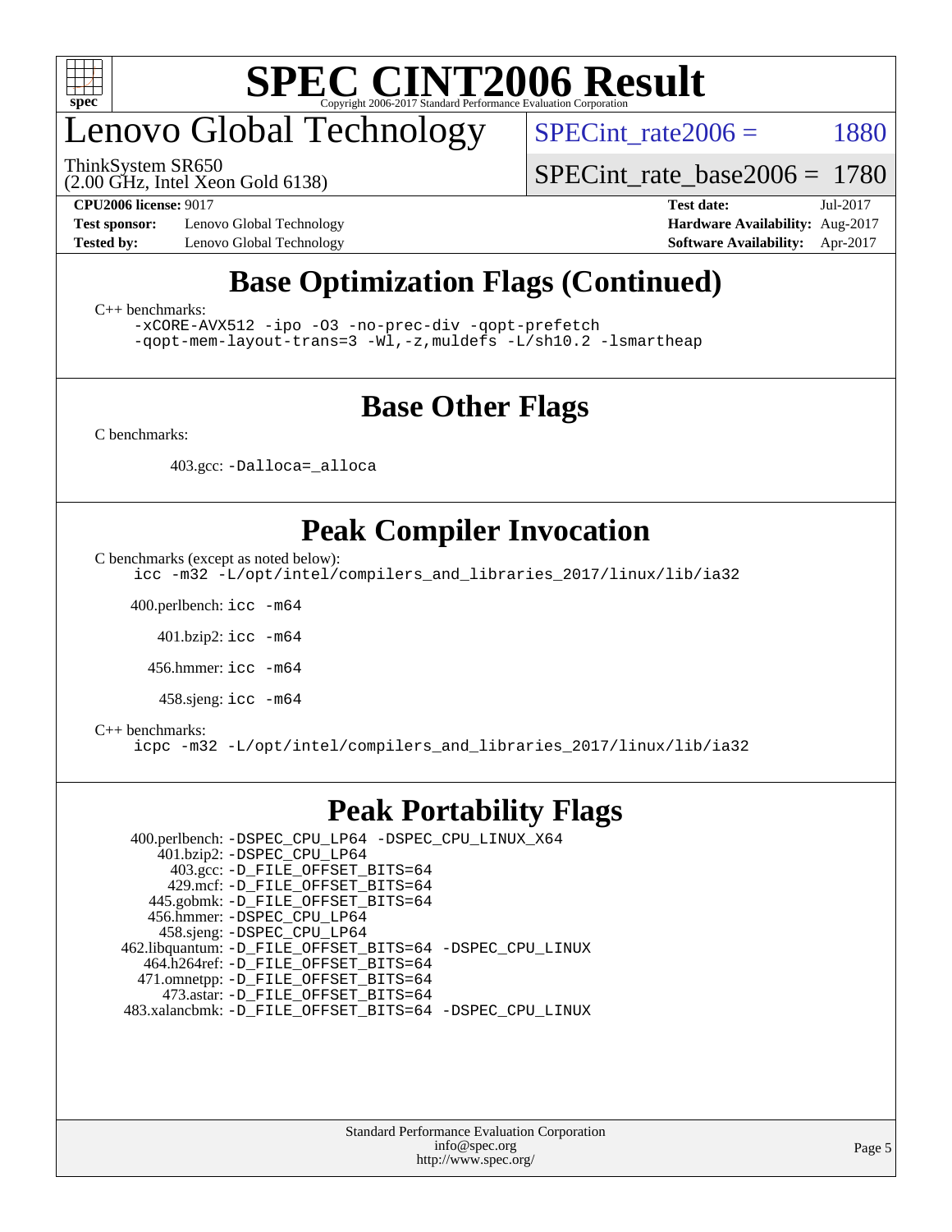# Lenovo Global Technology

ThinkSystem SR650
(2.00 GHz, Intel Xeon Gold 6138)

SPECint_rate2006 = 1880

SPECint_rate_base2006 = 1780

**CPU2006 license:** 9017
**Test sponsor:** Lenovo Global Technology
**Tested by:** Lenovo Global Technology

**Test date:** Jul-2017
**Hardware Availability:** Aug-2017
**Software Availability:** Apr-2017

## Base Optimization Flags (Continued)

C++ benchmarks:

```
-xCORE-AVX512 -ipo -O3 -no-prec-div -qopt-prefetch
-qopt-mem-layout-trans=3 -Wl,-z,muldefs -L/sh10.2 -lsmartheap
```

## Base Other Flags

C benchmarks:

403.gcc: `-Dalloca=_alloca`

## Peak Compiler Invocation

C benchmarks (except as noted below):

```
icc -m32 -L/opt/intel/compilers_and_libraries_2017/linux/lib/ia32
```

400.perlbench: `icc -m64`

401.bzip2: `icc -m64`

456.hmmer: `icc -m64`

458.sjeng: `icc -m64`

C++ benchmarks:

```
icpc -m32 -L/opt/intel/compilers_and_libraries_2017/linux/lib/ia32
```

## Peak Portability Flags

400.perlbench: `-DSPEC_CPU_LP64 -DSPEC_CPU_LINUX_X64`
401.bzip2: `-DSPEC_CPU_LP64`
403.gcc: `-D_FILE_OFFSET_BITS=64`
429.mcf: `-D_FILE_OFFSET_BITS=64`
445.gobmk: `-D_FILE_OFFSET_BITS=64`
456.hmmer: `-DSPEC_CPU_LP64`
458.sjeng: `-DSPEC_CPU_LP64`
462.libquantum: `-D_FILE_OFFSET_BITS=64 -DSPEC_CPU_LINUX`
464.h264ref: `-D_FILE_OFFSET_BITS=64`
471.omnetpp: `-D_FILE_OFFSET_BITS=64`
473.astar: `-D_FILE_OFFSET_BITS=64`
483.xalancbmk: `-D_FILE_OFFSET_BITS=64 -DSPEC_CPU_LINUX`

Standard Performance Evaluation Corporation
info@spec.org
http://www.spec.org/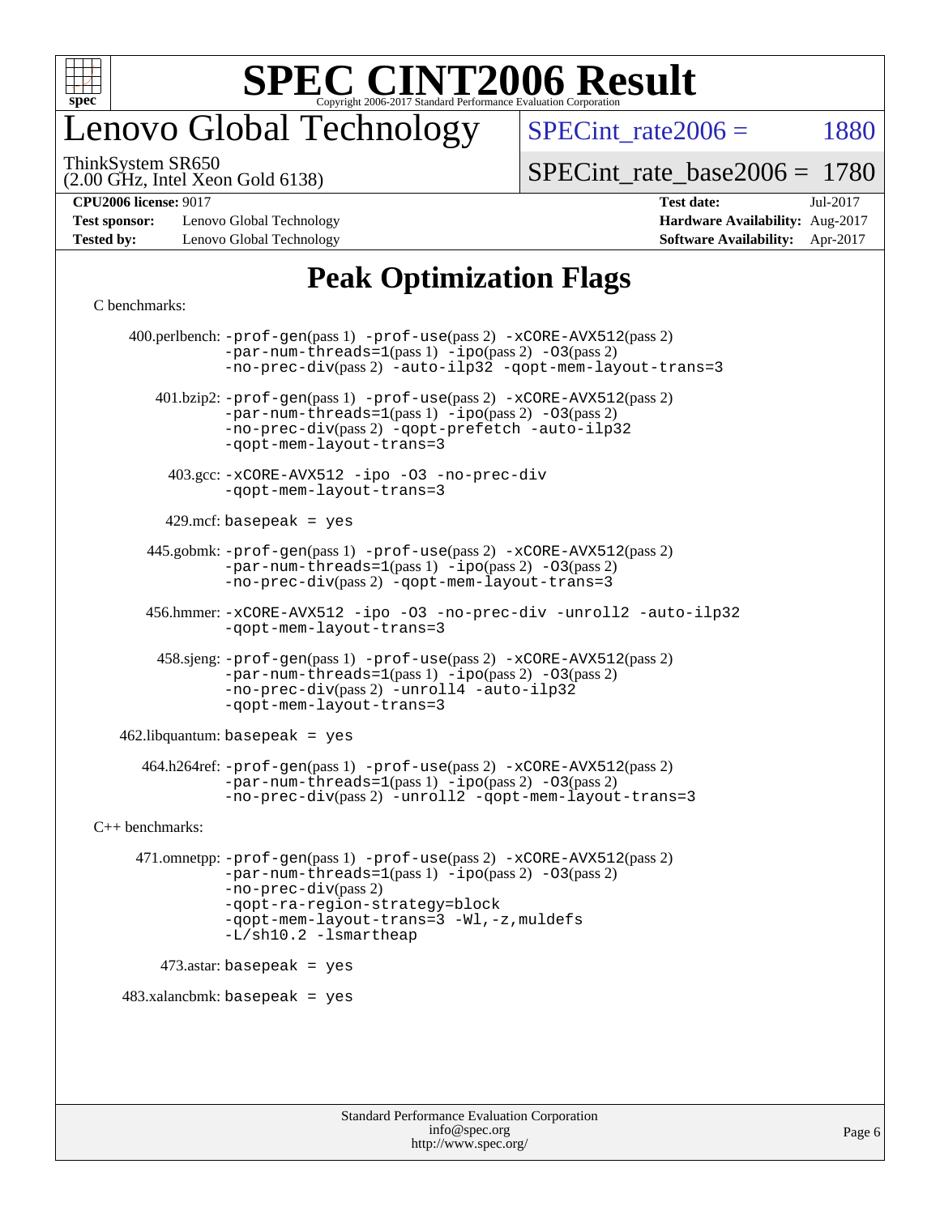# Peak Optimization Flags

C benchmarks:

400.perlbench: -prof-gen(pass 1) -prof-use(pass 2) -xCORE-AVX512(pass 2) -par-num-threads=1(pass 1) -ipo(pass 2) -O3(pass 2) -no-prec-div(pass 2) -auto-ilp32 -qopt-mem-layout-trans=3

401.bzip2: -prof-gen(pass 1) -prof-use(pass 2) -xCORE-AVX512(pass 2) -par-num-threads=1(pass 1) -ipo(pass 2) -O3(pass 2) -no-prec-div(pass 2) -qopt-prefetch -auto-ilp32 -qopt-mem-layout-trans=3

403.gcc: -xCORE-AVX512 -ipo -O3 -no-prec-div -qopt-mem-layout-trans=3

429.mcf: basepeak = yes

445.gobmk: -prof-gen(pass 1) -prof-use(pass 2) -xCORE-AVX512(pass 2) -par-num-threads=1(pass 1) -ipo(pass 2) -O3(pass 2) -no-prec-div(pass 2) -qopt-mem-layout-trans=3

456.hmmer: -xCORE-AVX512 -ipo -O3 -no-prec-div -unroll2 -auto-ilp32 -qopt-mem-layout-trans=3

458.sjeng: -prof-gen(pass 1) -prof-use(pass 2) -xCORE-AVX512(pass 2) -par-num-threads=1(pass 1) -ipo(pass 2) -O3(pass 2) -no-prec-div(pass 2) -unroll4 -auto-ilp32 -qopt-mem-layout-trans=3

462.libquantum: basepeak = yes

464.h264ref: -prof-gen(pass 1) -prof-use(pass 2) -xCORE-AVX512(pass 2) -par-num-threads=1(pass 1) -ipo(pass 2) -O3(pass 2) -no-prec-div(pass 2) -unroll2 -qopt-mem-layout-trans=3

C++ benchmarks:

471.omnetpp: -prof-gen(pass 1) -prof-use(pass 2) -xCORE-AVX512(pass 2) -par-num-threads=1(pass 1) -ipo(pass 2) -O3(pass 2) -no-prec-div(pass 2) -qopt-ra-region-strategy=block -qopt-mem-layout-trans=3 -Wl,-z,muldefs -L/sh10.2 -lsmartheap

473.astar: basepeak = yes

483.xalancbmk: basepeak = yes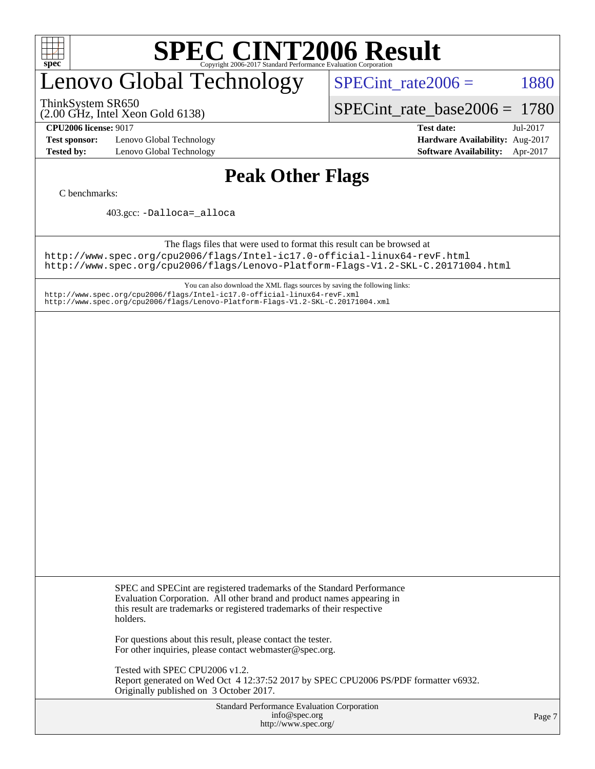## Peak Other Flags

C benchmarks:

403.gcc: -Dalloca=_alloca

The flags files that were used to format this result can be browsed at
http://www.spec.org/cpu2006/flags/Intel-ic17.0-official-linux64-revF.html
http://www.spec.org/cpu2006/flags/Lenovo-Platform-Flags-V1.2-SKL-C.20171004.html

You can also download the XML flags sources by saving the following links:
http://www.spec.org/cpu2006/flags/Intel-ic17.0-official-linux64-revF.xml
http://www.spec.org/cpu2006/flags/Lenovo-Platform-Flags-V1.2-SKL-C.20171004.xml

SPEC and SPECint are registered trademarks of the Standard Performance Evaluation Corporation. All other brand and product names appearing in this result are trademarks or registered trademarks of their respective holders.

For questions about this result, please contact the tester.
For other inquiries, please contact webmaster@spec.org.

Tested with SPEC CPU2006 v1.2.
Report generated on Wed Oct 4 12:37:52 2017 by SPEC CPU2006 PS/PDF formatter v6932.
Originally published on 3 October 2017.